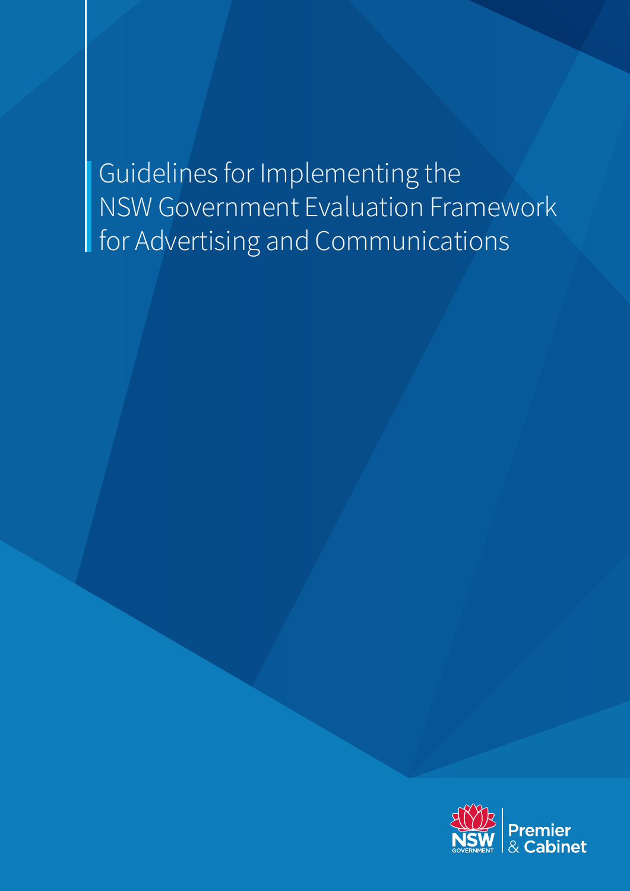# Guidelines for Implementing the NSW Government Evaluation Framework for Advertising and Communications

NSW GOVERNMENT | Premier & Cabinet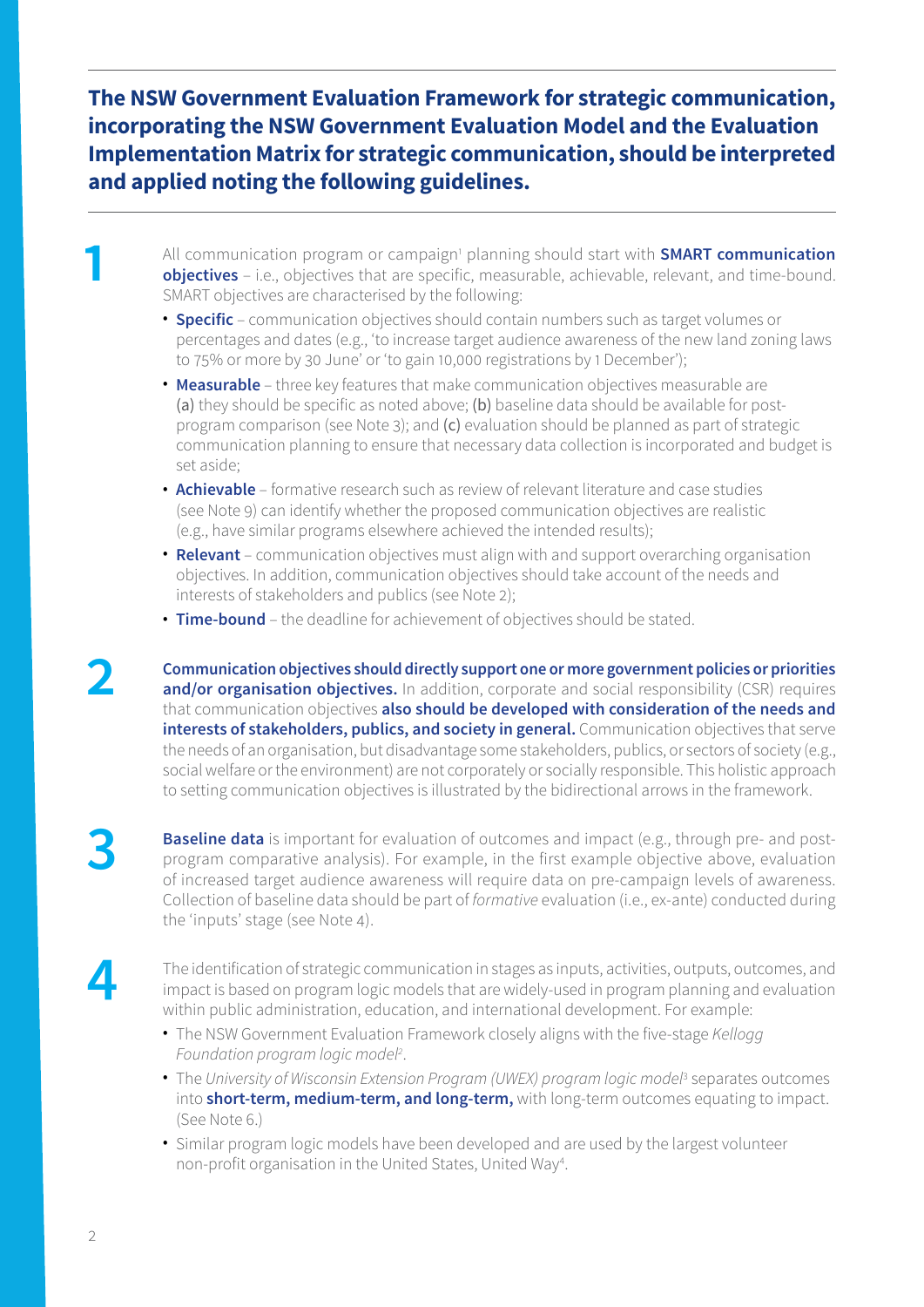**The NSW Government Evaluation Framework for strategic communication, incorporating the NSW Government Evaluation Model and the Evaluation Implementation Matrix for strategic communication, should be interpreted and applied noting the following guidelines.**

**1** All communication program or campaign[1] planning should start with **SMART communication objectives** – i.e., objectives that are specific, measurable, achievable, relevant, and time-bound. SMART objectives are characterised by the following:

- **Specific** – communication objectives should contain numbers such as target volumes or percentages and dates (e.g., 'to increase target audience awareness of the new land zoning laws to 75% or more by 30 June' or 'to gain 10,000 registrations by 1 December');
- **Measurable** – three key features that make communication objectives measurable are (a) they should be specific as noted above; (b) baseline data should be available for post-program comparison (see Note 3); and (c) evaluation should be planned as part of strategic communication planning to ensure that necessary data collection is incorporated and budget is set aside;
- **Achievable** – formative research such as review of relevant literature and case studies (see Note 9) can identify whether the proposed communication objectives are realistic (e.g., have similar programs elsewhere achieved the intended results);
- **Relevant** – communication objectives must align with and support overarching organisation objectives. In addition, communication objectives should take account of the needs and interests of stakeholders and publics (see Note 2);
- **Time-bound** – the deadline for achievement of objectives should be stated.

**2** **Communication objectives should directly support one or more government policies or priorities and/or organisation objectives.** In addition, corporate and social responsibility (CSR) requires that communication objectives **also should be developed with consideration of the needs and interests of stakeholders, publics, and society in general.** Communication objectives that serve the needs of an organisation, but disadvantage some stakeholders, publics, or sectors of society (e.g., social welfare or the environment) are not corporately or socially responsible. This holistic approach to setting communication objectives is illustrated by the bidirectional arrows in the framework.

**3** **Baseline data** is important for evaluation of outcomes and impact (e.g., through pre- and post-program comparative analysis). For example, in the first example objective above, evaluation of increased target audience awareness will require data on pre-campaign levels of awareness. Collection of baseline data should be part of *formative* evaluation (i.e., ex-ante) conducted during the 'inputs' stage (see Note 4).

**4** The identification of strategic communication in stages as inputs, activities, outputs, outcomes, and impact is based on program logic models that are widely-used in program planning and evaluation within public administration, education, and international development. For example:

- The NSW Government Evaluation Framework closely aligns with the five-stage *Kellogg Foundation program logic model*[2].
- The *University of Wisconsin Extension Program (UWEX) program logic model*[3] separates outcomes into **short-term, medium-term, and long-term,** with long-term outcomes equating to impact. (See Note 6.)
- Similar program logic models have been developed and are used by the largest volunteer non-profit organisation in the United States, United Way[4].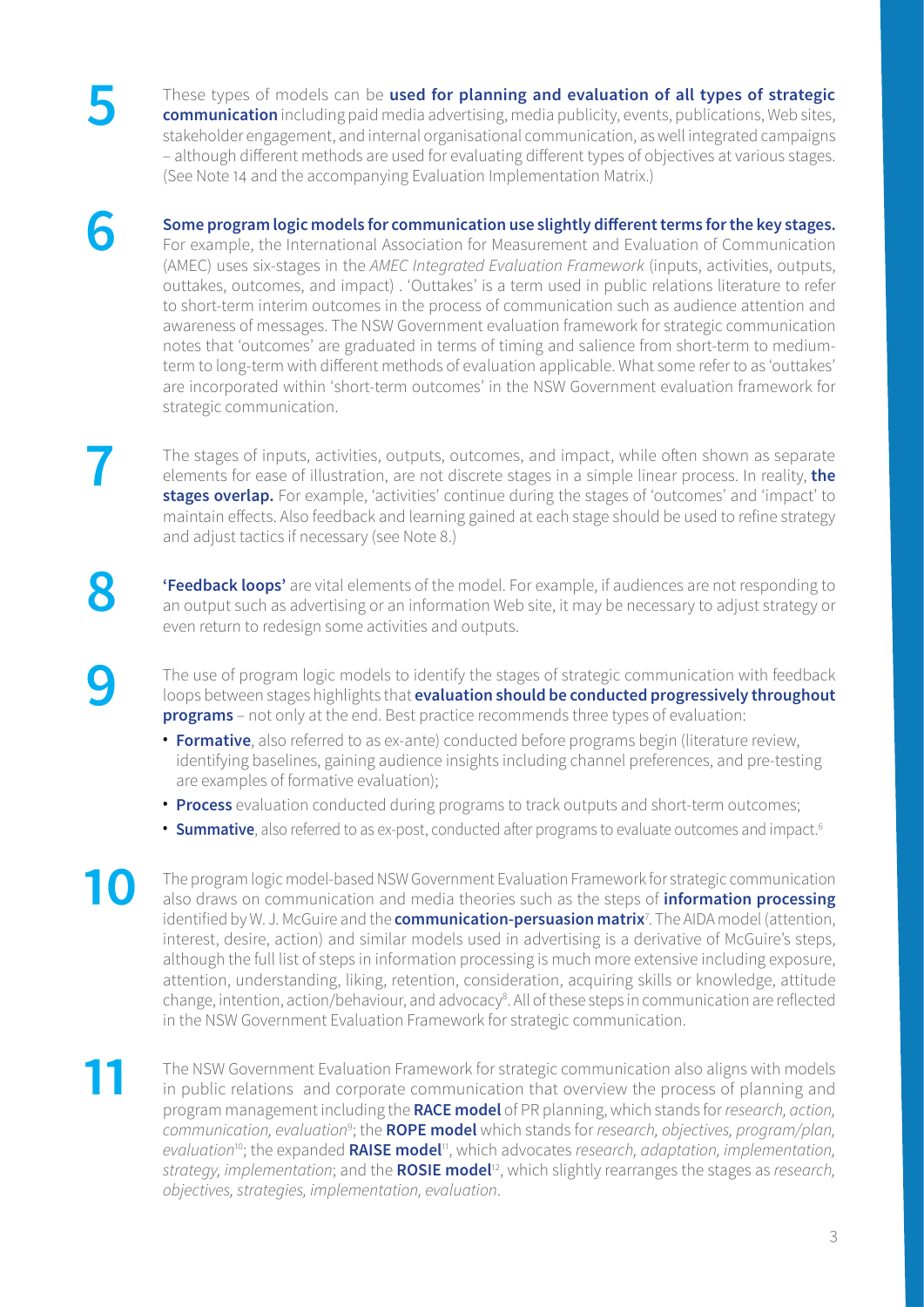**5**

These types of models can be **used for planning and evaluation of all types of strategic communication** including paid media advertising, media publicity, events, publications, Web sites, stakeholder engagement, and internal organisational communication, as well integrated campaigns – although different methods are used for evaluating different types of objectives at various stages. (See Note 14 and the accompanying Evaluation Implementation Matrix.)

**6**

**Some program logic models for communication use slightly different terms for the key stages.** For example, the International Association for Measurement and Evaluation of Communication (AMEC) uses six-stages in the *AMEC Integrated Evaluation Framework* (inputs, activities, outputs, outtakes, outcomes, and impact) . 'Outtakes' is a term used in public relations literature to refer to short-term interim outcomes in the process of communication such as audience attention and awareness of messages. The NSW Government evaluation framework for strategic communication notes that 'outcomes' are graduated in terms of timing and salience from short-term to medium-term to long-term with different methods of evaluation applicable. What some refer to as 'outtakes' are incorporated within 'short-term outcomes' in the NSW Government evaluation framework for strategic communication.

**7**

The stages of inputs, activities, outputs, outcomes, and impact, while often shown as separate elements for ease of illustration, are not discrete stages in a simple linear process. In reality, **the stages overlap.** For example, 'activities' continue during the stages of 'outcomes' and 'impact' to maintain effects. Also feedback and learning gained at each stage should be used to refine strategy and adjust tactics if necessary (see Note 8.)

**8**

**'Feedback loops'** are vital elements of the model. For example, if audiences are not responding to an output such as advertising or an information Web site, it may be necessary to adjust strategy or even return to redesign some activities and outputs.

**9**

The use of program logic models to identify the stages of strategic communication with feedback loops between stages highlights that **evaluation should be conducted progressively throughout programs** – not only at the end. Best practice recommends three types of evaluation:

- **Formative**, also referred to as ex-ante) conducted before programs begin (literature review, identifying baselines, gaining audience insights including channel preferences, and pre-testing are examples of formative evaluation);
- **Process** evaluation conducted during programs to track outputs and short-term outcomes;
- **Summative**, also referred to as ex-post, conducted after programs to evaluate outcomes and impact.[6]

**10**

The program logic model-based NSW Government Evaluation Framework for strategic communication also draws on communication and media theories such as the steps of **information processing** identified by W. J. McGuire and the **communication-persuasion matrix**[7]. The AIDA model (attention, interest, desire, action) and similar models used in advertising is a derivative of McGuire's steps, although the full list of steps in information processing is much more extensive including exposure, attention, understanding, liking, retention, consideration, acquiring skills or knowledge, attitude change, intention, action/behaviour, and advocacy[8]. All of these steps in communication are reflected in the NSW Government Evaluation Framework for strategic communication.

**11**

The NSW Government Evaluation Framework for strategic communication also aligns with models in public relations and corporate communication that overview the process of planning and program management including the **RACE model** of PR planning, which stands for *research, action, communication, evaluation*[9]; the **ROPE model** which stands for *research, objectives, program/plan, evaluation*[10]; the expanded **RAISE model**[11], which advocates *research, adaptation, implementation, strategy, implementation*; and the **ROSIE model**[12], which slightly rearranges the stages as *research, objectives, strategies, implementation, evaluation*.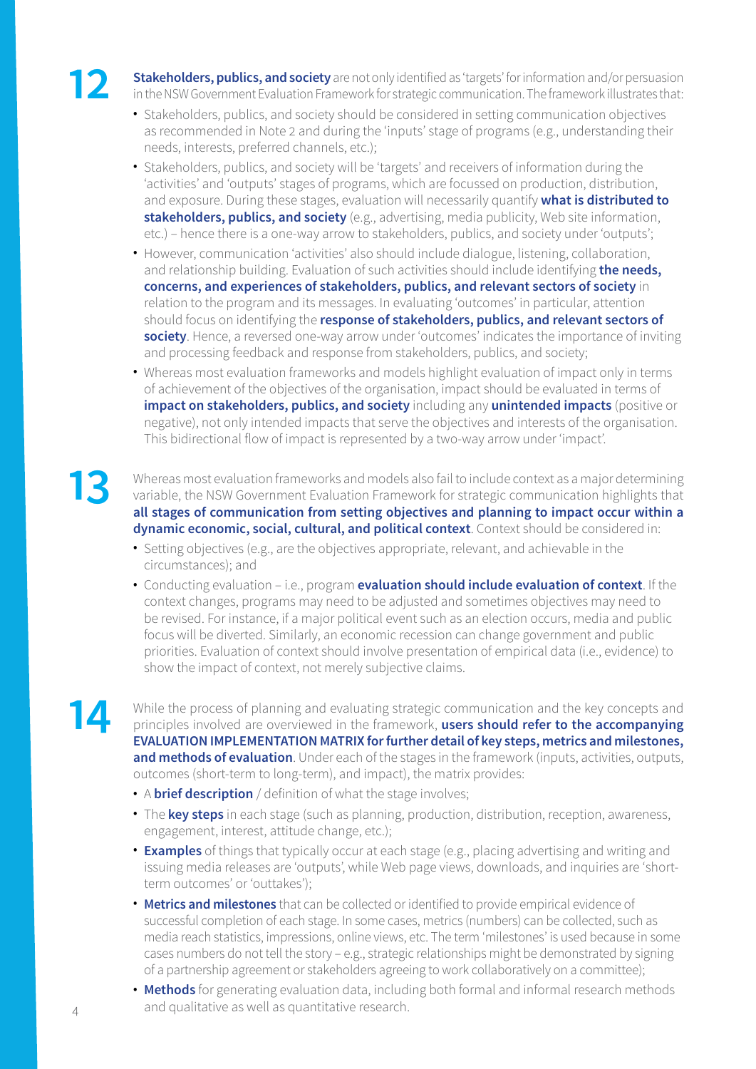**12** **Stakeholders, publics, and society** are not only identified as 'targets' for information and/or persuasion in the NSW Government Evaluation Framework for strategic communication. The framework illustrates that:

- Stakeholders, publics, and society should be considered in setting communication objectives as recommended in Note 2 and during the 'inputs' stage of programs (e.g., understanding their needs, interests, preferred channels, etc.);
- Stakeholders, publics, and society will be 'targets' and receivers of information during the 'activities' and 'outputs' stages of programs, which are focussed on production, distribution, and exposure. During these stages, evaluation will necessarily quantify **what is distributed to stakeholders, publics, and society** (e.g., advertising, media publicity, Web site information, etc.) – hence there is a one-way arrow to stakeholders, publics, and society under 'outputs';
- However, communication 'activities' also should include dialogue, listening, collaboration, and relationship building. Evaluation of such activities should include identifying **the needs, concerns, and experiences of stakeholders, publics, and relevant sectors of society** in relation to the program and its messages. In evaluating 'outcomes' in particular, attention should focus on identifying the **response of stakeholders, publics, and relevant sectors of society**. Hence, a reversed one-way arrow under 'outcomes' indicates the importance of inviting and processing feedback and response from stakeholders, publics, and society;
- Whereas most evaluation frameworks and models highlight evaluation of impact only in terms of achievement of the objectives of the organisation, impact should be evaluated in terms of **impact on stakeholders, publics, and society** including any **unintended impacts** (positive or negative), not only intended impacts that serve the objectives and interests of the organisation. This bidirectional flow of impact is represented by a two-way arrow under 'impact'.

**13** Whereas most evaluation frameworks and models also fail to include context as a major determining variable, the NSW Government Evaluation Framework for strategic communication highlights that **all stages of communication from setting objectives and planning to impact occur within a dynamic economic, social, cultural, and political context**. Context should be considered in:

- Setting objectives (e.g., are the objectives appropriate, relevant, and achievable in the circumstances); and
- Conducting evaluation – i.e., program **evaluation should include evaluation of context**. If the context changes, programs may need to be adjusted and sometimes objectives may need to be revised. For instance, if a major political event such as an election occurs, media and public focus will be diverted. Similarly, an economic recession can change government and public priorities. Evaluation of context should involve presentation of empirical data (i.e., evidence) to show the impact of context, not merely subjective claims.

**14** While the process of planning and evaluating strategic communication and the key concepts and principles involved are overviewed in the framework, **users should refer to the accompanying EVALUATION IMPLEMENTATION MATRIX for further detail of key steps, metrics and milestones, and methods of evaluation**. Under each of the stages in the framework (inputs, activities, outputs, outcomes (short-term to long-term), and impact), the matrix provides:

- A **brief description** / definition of what the stage involves;
- The **key steps** in each stage (such as planning, production, distribution, reception, awareness, engagement, interest, attitude change, etc.);
- **Examples** of things that typically occur at each stage (e.g., placing advertising and writing and issuing media releases are 'outputs', while Web page views, downloads, and inquiries are 'short-term outcomes' or 'outtakes');
- **Metrics and milestones** that can be collected or identified to provide empirical evidence of successful completion of each stage. In some cases, metrics (numbers) can be collected, such as media reach statistics, impressions, online views, etc. The term 'milestones' is used because in some cases numbers do not tell the story – e.g., strategic relationships might be demonstrated by signing of a partnership agreement or stakeholders agreeing to work collaboratively on a committee);
- **Methods** for generating evaluation data, including both formal and informal research methods and qualitative as well as quantitative research.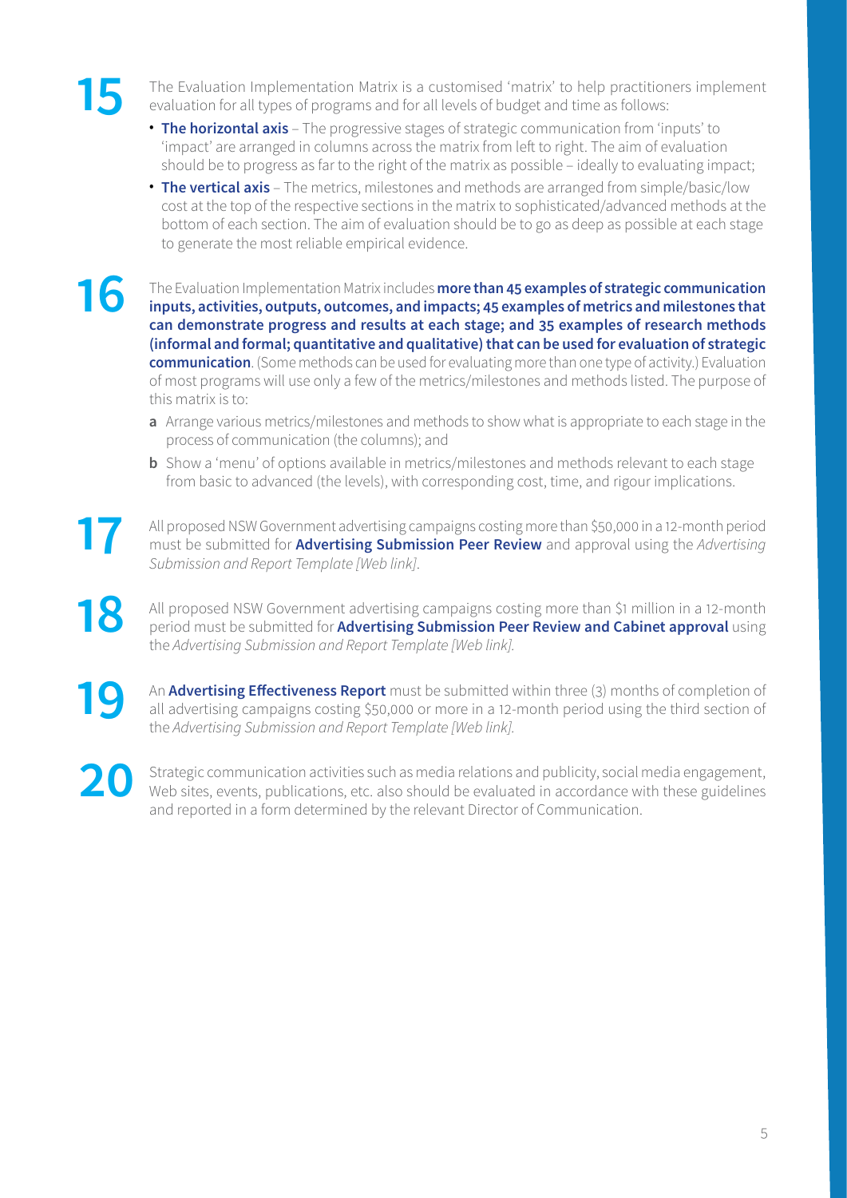**15** The Evaluation Implementation Matrix is a customised 'matrix' to help practitioners implement evaluation for all types of programs and for all levels of budget and time as follows:

- **The horizontal axis** – The progressive stages of strategic communication from 'inputs' to 'impact' are arranged in columns across the matrix from left to right. The aim of evaluation should be to progress as far to the right of the matrix as possible – ideally to evaluating impact;
- **The vertical axis** – The metrics, milestones and methods are arranged from simple/basic/low cost at the top of the respective sections in the matrix to sophisticated/advanced methods at the bottom of each section. The aim of evaluation should be to go as deep as possible at each stage to generate the most reliable empirical evidence.

**16** The Evaluation Implementation Matrix includes **more than 45 examples of strategic communication inputs, activities, outputs, outcomes, and impacts; 45 examples of metrics and milestones that can demonstrate progress and results at each stage; and 35 examples of research methods (informal and formal; quantitative and qualitative) that can be used for evaluation of strategic communication**. (Some methods can be used for evaluating more than one type of activity.) Evaluation of most programs will use only a few of the metrics/milestones and methods listed. The purpose of this matrix is to:

**a** Arrange various metrics/milestones and methods to show what is appropriate to each stage in the process of communication (the columns); and

**b** Show a 'menu' of options available in metrics/milestones and methods relevant to each stage from basic to advanced (the levels), with corresponding cost, time, and rigour implications.

**17** All proposed NSW Government advertising campaigns costing more than $50,000 in a 12-month period must be submitted for **Advertising Submission Peer Review** and approval using the *Advertising Submission and Report Template [Web link]*.

**18** All proposed NSW Government advertising campaigns costing more than $1 million in a 12-month period must be submitted for **Advertising Submission Peer Review and Cabinet approval** using the *Advertising Submission and Report Template [Web link]*.

**19** An **Advertising Effectiveness Report** must be submitted within three (3) months of completion of all advertising campaigns costing $50,000 or more in a 12-month period using the third section of the *Advertising Submission and Report Template [Web link]*.

**20** Strategic communication activities such as media relations and publicity, social media engagement, Web sites, events, publications, etc. also should be evaluated in accordance with these guidelines and reported in a form determined by the relevant Director of Communication.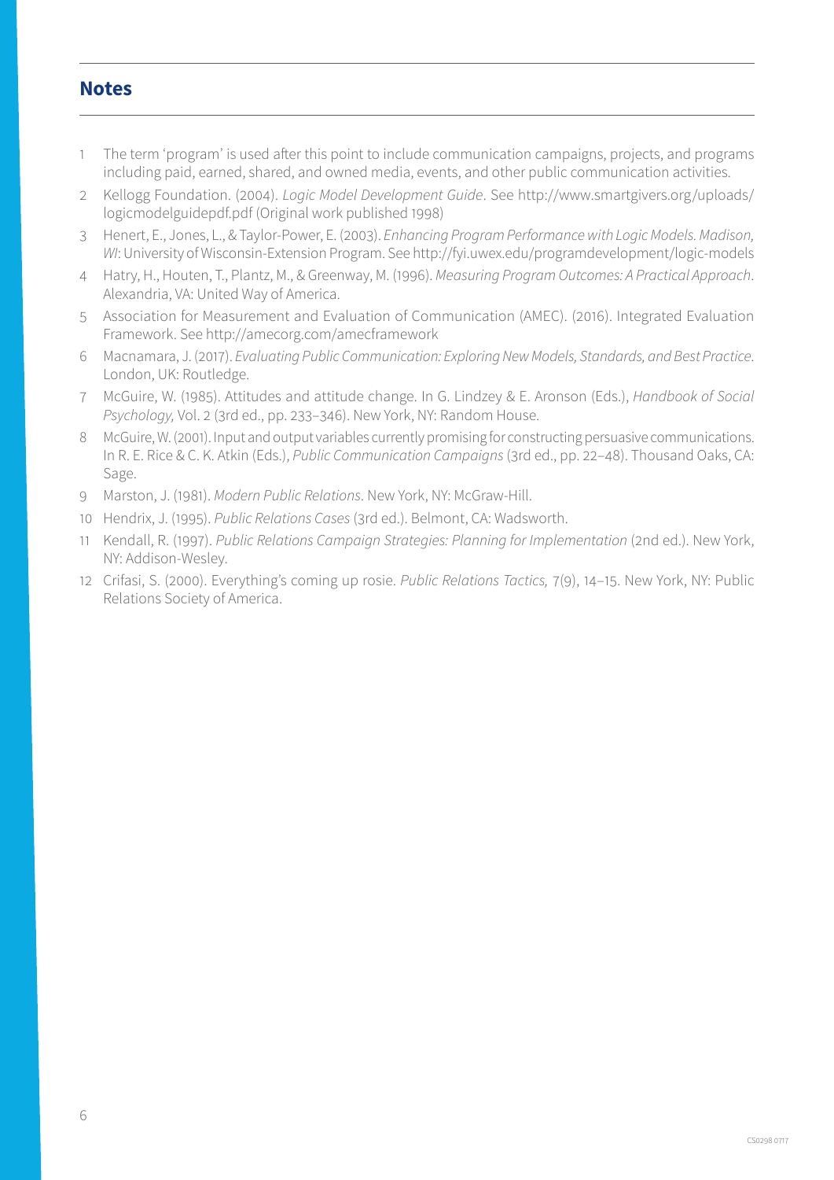## Notes

1. The term 'program' is used after this point to include communication campaigns, projects, and programs including paid, earned, shared, and owned media, events, and other public communication activities.
2. Kellogg Foundation. (2004). *Logic Model Development Guide*. See http://www.smartgivers.org/uploads/logicmodelguidepdf.pdf (Original work published 1998)
3. Henert, E., Jones, L., & Taylor-Power, E. (2003). *Enhancing Program Performance with Logic Models. Madison, WI*: University of Wisconsin-Extension Program. See http://fyi.uwex.edu/programdevelopment/logic-models
4. Hatry, H., Houten, T., Plantz, M., & Greenway, M. (1996). *Measuring Program Outcomes: A Practical Approach*. Alexandria, VA: United Way of America.
5. Association for Measurement and Evaluation of Communication (AMEC). (2016). Integrated Evaluation Framework. See http://amecorg.com/amecframework
6. Macnamara, J. (2017). *Evaluating Public Communication: Exploring New Models, Standards, and Best Practice*. London, UK: Routledge.
7. McGuire, W. (1985). Attitudes and attitude change. In G. Lindzey & E. Aronson (Eds.), *Handbook of Social Psychology,* Vol. 2 (3rd ed., pp. 233–346). New York, NY: Random House.
8. McGuire, W. (2001). Input and output variables currently promising for constructing persuasive communications. In R. E. Rice & C. K. Atkin (Eds.), *Public Communication Campaigns* (3rd ed., pp. 22–48). Thousand Oaks, CA: Sage.
9. Marston, J. (1981). *Modern Public Relations*. New York, NY: McGraw-Hill.
10. Hendrix, J. (1995). *Public Relations Cases* (3rd ed.). Belmont, CA: Wadsworth.
11. Kendall, R. (1997). *Public Relations Campaign Strategies: Planning for Implementation* (2nd ed.). New York, NY: Addison-Wesley.
12. Crifasi, S. (2000). Everything's coming up rosie. *Public Relations Tactics,* 7(9), 14–15. New York, NY: Public Relations Society of America.

CS0298 0717